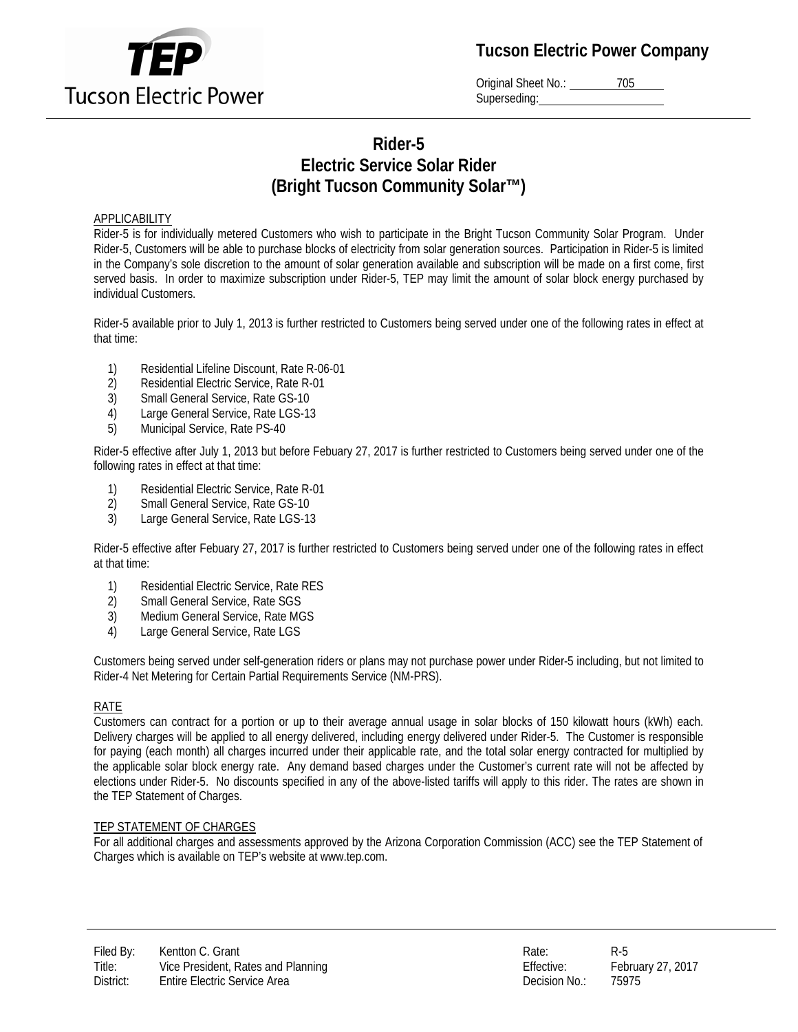**Tucson Electric Power Company**

Original Sheet No.: 705
Superseding:

# Rider-5
# Electric Service Solar Rider
# (Bright Tucson Community Solar™)

## APPLICABILITY

Rider-5 is for individually metered Customers who wish to participate in the Bright Tucson Community Solar Program. Under Rider-5, Customers will be able to purchase blocks of electricity from solar generation sources. Participation in Rider-5 is limited in the Company's sole discretion to the amount of solar generation available and subscription will be made on a first come, first served basis. In order to maximize subscription under Rider-5, TEP may limit the amount of solar block energy purchased by individual Customers.

Rider-5 available prior to July 1, 2013 is further restricted to Customers being served under one of the following rates in effect at that time:

1) Residential Lifeline Discount, Rate R-06-01
2) Residential Electric Service, Rate R-01
3) Small General Service, Rate GS-10
4) Large General Service, Rate LGS-13
5) Municipal Service, Rate PS-40

Rider-5 effective after July 1, 2013 but before Febuary 27, 2017 is further restricted to Customers being served under one of the following rates in effect at that time:

1) Residential Electric Service, Rate R-01
2) Small General Service, Rate GS-10
3) Large General Service, Rate LGS-13

Rider-5 effective after Febuary 27, 2017 is further restricted to Customers being served under one of the following rates in effect at that time:

1) Residential Electric Service, Rate RES
2) Small General Service, Rate SGS
3) Medium General Service, Rate MGS
4) Large General Service, Rate LGS

Customers being served under self-generation riders or plans may not purchase power under Rider-5 including, but not limited to Rider-4 Net Metering for Certain Partial Requirements Service (NM-PRS).

## RATE

Customers can contract for a portion or up to their average annual usage in solar blocks of 150 kilowatt hours (kWh) each. Delivery charges will be applied to all energy delivered, including energy delivered under Rider-5. The Customer is responsible for paying (each month) all charges incurred under their applicable rate, and the total solar energy contracted for multiplied by the applicable solar block energy rate. Any demand based charges under the Customer's current rate will not be affected by elections under Rider-5. No discounts specified in any of the above-listed tariffs will apply to this rider. The rates are shown in the TEP Statement of Charges.

## TEP STATEMENT OF CHARGES

For all additional charges and assessments approved by the Arizona Corporation Commission (ACC) see the TEP Statement of Charges which is available on TEP's website at www.tep.com.

| | | | |
|---|---|---|---|
| Filed By: | Kentton C. Grant | Rate: | R-5 |
| Title: | Vice President, Rates and Planning | Effective: | February 27, 2017 |
| District: | Entire Electric Service Area | Decision No.: | 75975 |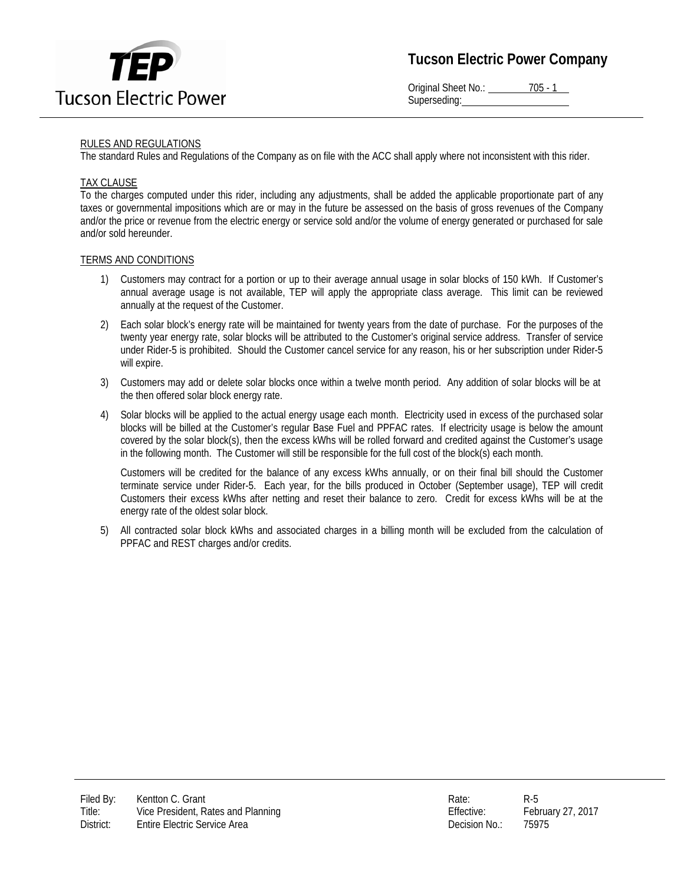RULES AND REGULATIONS

The standard Rules and Regulations of the Company as on file with the ACC shall apply where not inconsistent with this rider.

TAX CLAUSE

To the charges computed under this rider, including any adjustments, shall be added the applicable proportionate part of any taxes or governmental impositions which are or may in the future be assessed on the basis of gross revenues of the Company and/or the price or revenue from the electric energy or service sold and/or the volume of energy generated or purchased for sale and/or sold hereunder.

TERMS AND CONDITIONS

1) Customers may contract for a portion or up to their average annual usage in solar blocks of 150 kWh. If Customer's annual average usage is not available, TEP will apply the appropriate class average. This limit can be reviewed annually at the request of the Customer.

2) Each solar block's energy rate will be maintained for twenty years from the date of purchase. For the purposes of the twenty year energy rate, solar blocks will be attributed to the Customer's original service address. Transfer of service under Rider-5 is prohibited. Should the Customer cancel service for any reason, his or her subscription under Rider-5 will expire.

3) Customers may add or delete solar blocks once within a twelve month period. Any addition of solar blocks will be at the then offered solar block energy rate.

4) Solar blocks will be applied to the actual energy usage each month. Electricity used in excess of the purchased solar blocks will be billed at the Customer's regular Base Fuel and PPFAC rates. If electricity usage is below the amount covered by the solar block(s), then the excess kWhs will be rolled forward and credited against the Customer's usage in the following month. The Customer will still be responsible for the full cost of the block(s) each month.

   Customers will be credited for the balance of any excess kWhs annually, or on their final bill should the Customer terminate service under Rider-5. Each year, for the bills produced in October (September usage), TEP will credit Customers their excess kWhs after netting and reset their balance to zero. Credit for excess kWhs will be at the energy rate of the oldest solar block.

5) All contracted solar block kWhs and associated charges in a billing month will be excluded from the calculation of PPFAC and REST charges and/or credits.